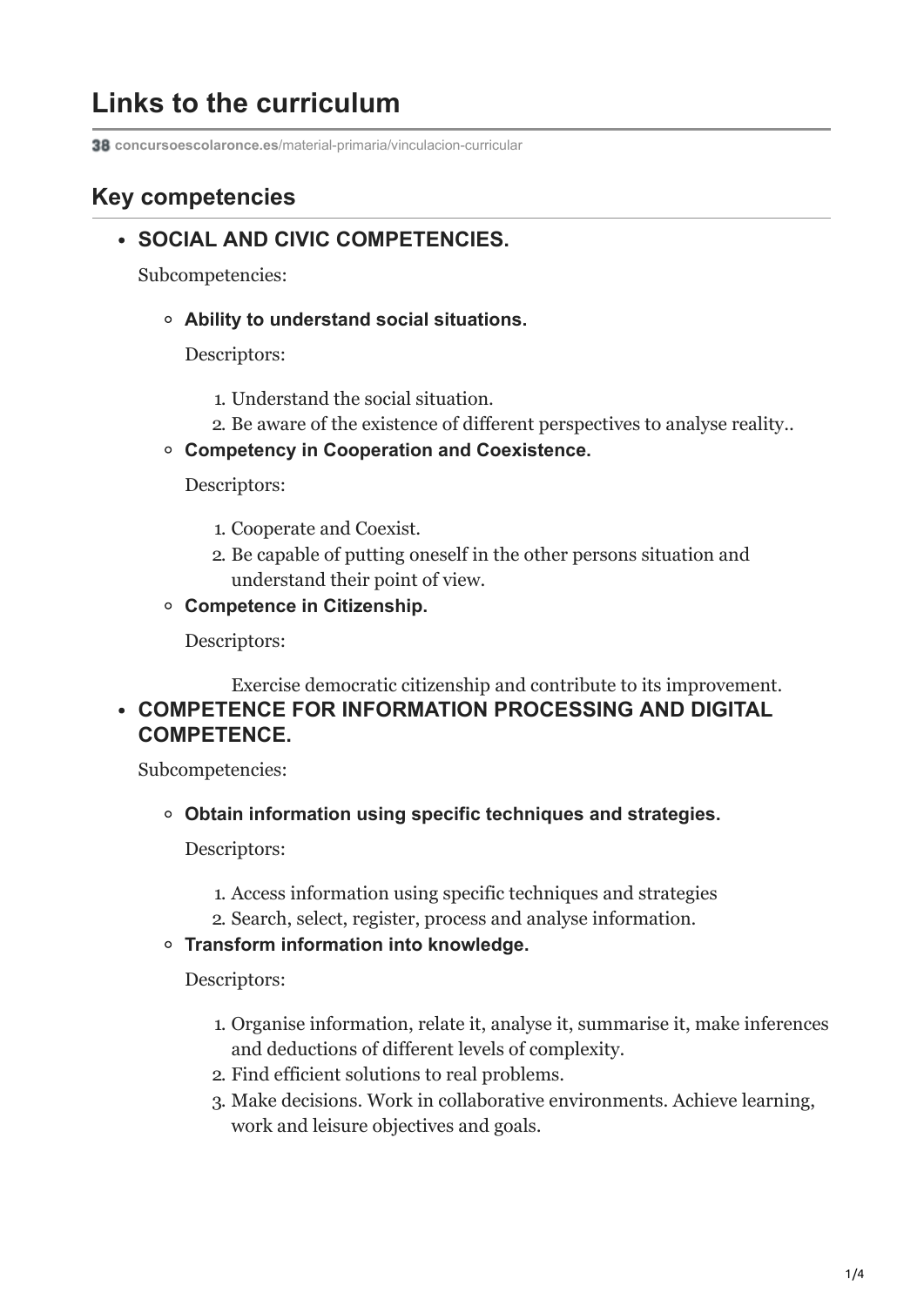# Links to the curriculum

**38** **concursoescolaronce.es**/material-primaria/vinculacion-curricular

## Key competencies

- **SOCIAL AND CIVIC COMPETENCIES.**

  Subcompetencies:

  - **Ability to understand social situations.**

    Descriptors:

    1. Understand the social situation.
    2. Be aware of the existence of different perspectives to analyse reality..

  - **Competency in Cooperation and Coexistence.**

    Descriptors:

    1. Cooperate and Coexist.
    2. Be capable of putting oneself in the other persons situation and understand their point of view.

  - **Competence in Citizenship.**

    Descriptors:

    Exercise democratic citizenship and contribute to its improvement.

- **COMPETENCE FOR INFORMATION PROCESSING AND DIGITAL COMPETENCE.**

  Subcompetencies:

  - **Obtain information using specific techniques and strategies.**

    Descriptors:

    1. Access information using specific techniques and strategies
    2. Search, select, register, process and analyse information.

  - **Transform information into knowledge.**

    Descriptors:

    1. Organise information, relate it, analyse it, summarise it, make inferences and deductions of different levels of complexity.
    2. Find efficient solutions to real problems.
    3. Make decisions. Work in collaborative environments. Achieve learning, work and leisure objectives and goals.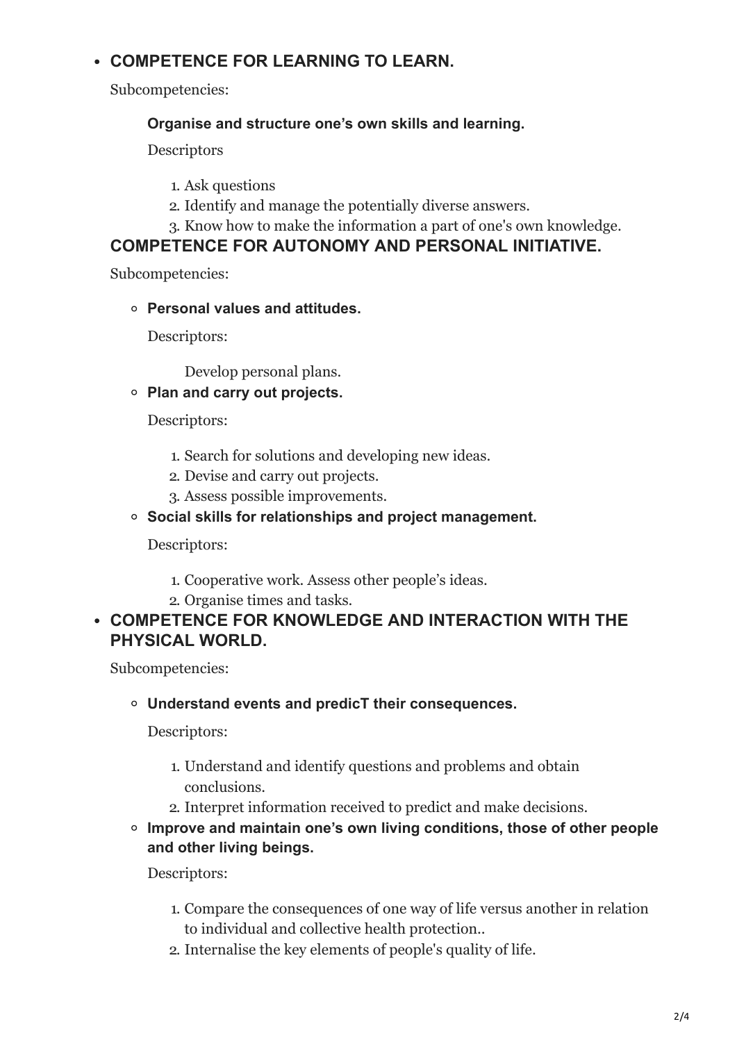- **COMPETENCE FOR LEARNING TO LEARN.**

  Subcompetencies:

  **Organise and structure one's own skills and learning.**

  Descriptors

  1. Ask questions
  2. Identify and manage the potentially diverse answers.
  3. Know how to make the information a part of one's own knowledge.

  **COMPETENCE FOR AUTONOMY AND PERSONAL INITIATIVE.**

  Subcompetencies:

  - **Personal values and attitudes.**

    Descriptors:

    Develop personal plans.

  - **Plan and carry out projects.**

    Descriptors:

    1. Search for solutions and developing new ideas.
    2. Devise and carry out projects.
    3. Assess possible improvements.

  - **Social skills for relationships and project management.**

    Descriptors:

    1. Cooperative work. Assess other people's ideas.
    2. Organise times and tasks.

- **COMPETENCE FOR KNOWLEDGE AND INTERACTION WITH THE PHYSICAL WORLD.**

  Subcompetencies:

  - **Understand events and predicT their consequences.**

    Descriptors:

    1. Understand and identify questions and problems and obtain conclusions.
    2. Interpret information received to predict and make decisions.

  - **Improve and maintain one's own living conditions, those of other people and other living beings.**

    Descriptors:

    1. Compare the consequences of one way of life versus another in relation to individual and collective health protection..
    2. Internalise the key elements of people's quality of life.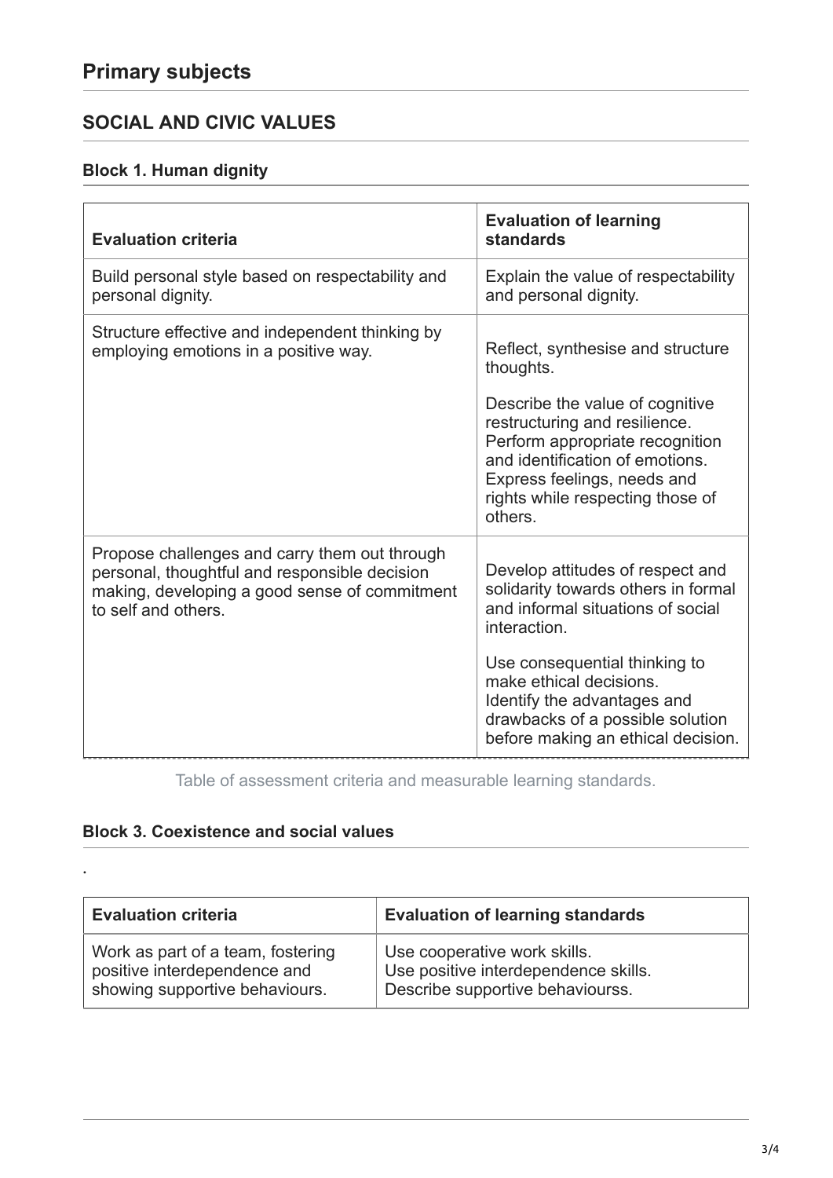## Primary subjects

### SOCIAL AND CIVIC VALUES

#### Block 1. Human dignity

| Evaluation criteria | Evaluation of learning standards |
| --- | --- |
| Build personal style based on respectability and personal dignity. | Explain the value of respectability and personal dignity. |
| Structure effective and independent thinking by employing emotions in a positive way. | Reflect, synthesise and structure thoughts.<br><br>Describe the value of cognitive restructuring and resilience.<br>Perform appropriate recognition and identification of emotions.<br>Express feelings, needs and rights while respecting those of others. |
| Propose challenges and carry them out through personal, thoughtful and responsible decision making, developing a good sense of commitment to self and others. | Develop attitudes of respect and solidarity towards others in formal and informal situations of social interaction.<br><br>Use consequential thinking to make ethical decisions.<br>Identify the advantages and drawbacks of a possible solution before making an ethical decision. |

Table of assessment criteria and measurable learning standards.

#### Block 3. Coexistence and social values

.

| Evaluation criteria | Evaluation of learning standards |
| --- | --- |
| Work as part of a team, fostering positive interdependence and showing supportive behaviours. | Use cooperative work skills.<br>Use positive interdependence skills.<br>Describe supportive behaviourss. |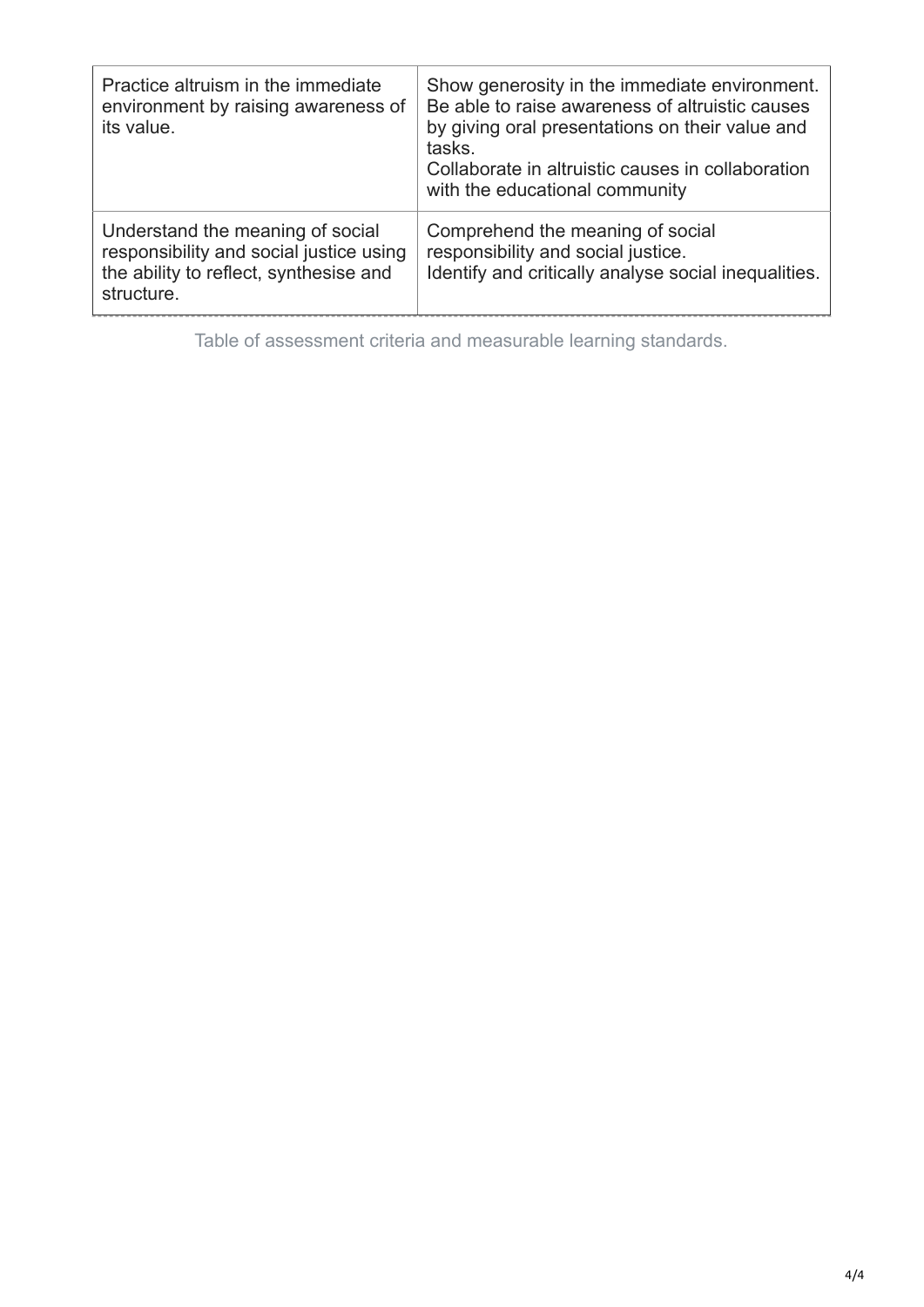| | |
|---|---|
| Practice altruism in the immediate environment by raising awareness of its value. | Show generosity in the immediate environment.<br>Be able to raise awareness of altruistic causes by giving oral presentations on their value and tasks.<br>Collaborate in altruistic causes in collaboration with the educational community |
| Understand the meaning of social responsibility and social justice using the ability to reflect, synthesise and structure. | Comprehend the meaning of social responsibility and social justice.<br>Identify and critically analyse social inequalities. |

Table of assessment criteria and measurable learning standards.